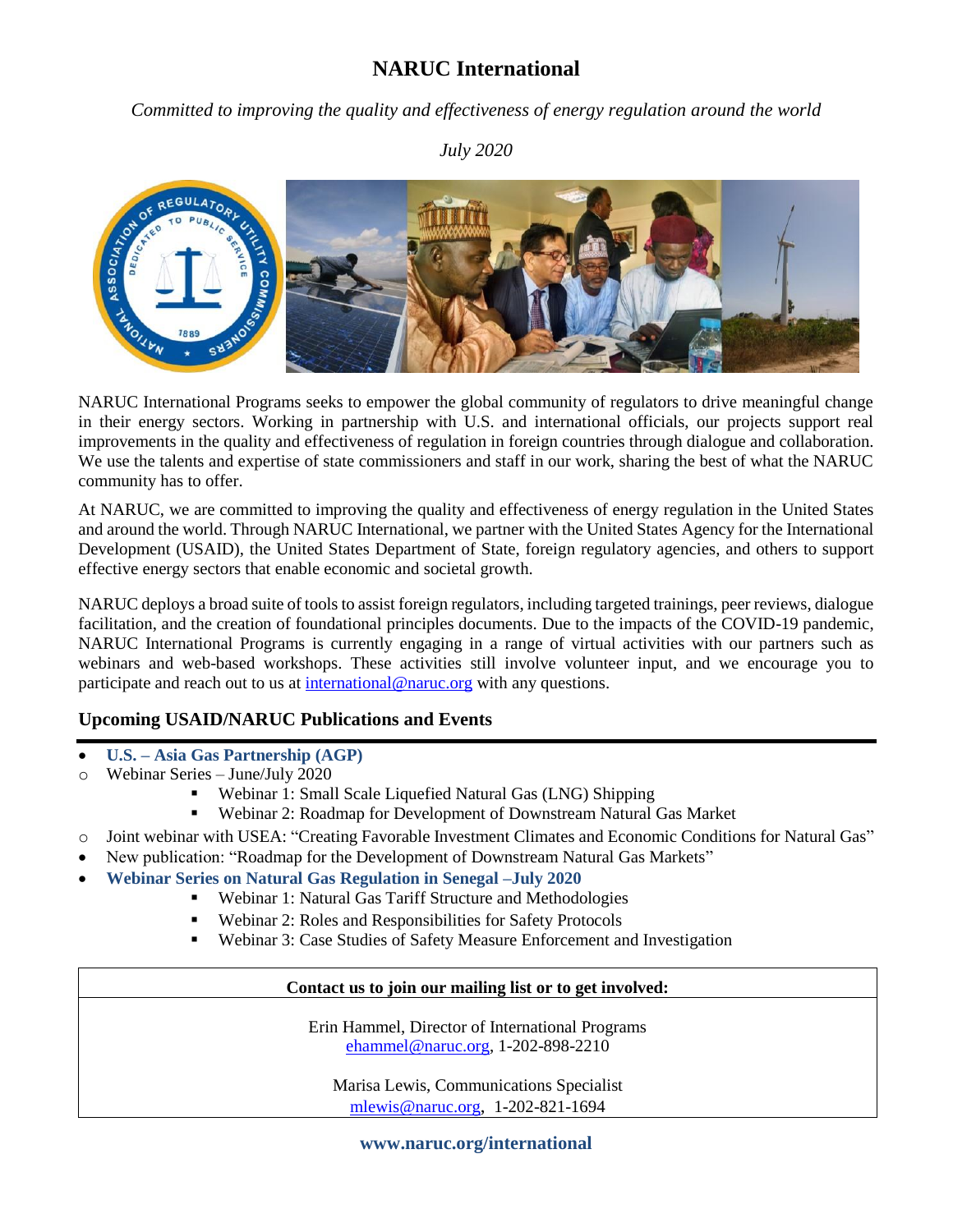# NARUC International

*Committed to improving the quality and effectiveness of energy regulation around the world*

*July 2020*

NARUC International Programs seeks to empower the global community of regulators to drive meaningful change in their energy sectors. Working in partnership with U.S. and international officials, our projects support real improvements in the quality and effectiveness of regulation in foreign countries through dialogue and collaboration. We use the talents and expertise of state commissioners and staff in our work, sharing the best of what the NARUC community has to offer.

At NARUC, we are committed to improving the quality and effectiveness of energy regulation in the United States and around the world. Through NARUC International, we partner with the United States Agency for the International Development (USAID), the United States Department of State, foreign regulatory agencies, and others to support effective energy sectors that enable economic and societal growth.

NARUC deploys a broad suite of tools to assist foreign regulators, including targeted trainings, peer reviews, dialogue facilitation, and the creation of foundational principles documents. Due to the impacts of the COVID-19 pandemic, NARUC International Programs is currently engaging in a range of virtual activities with our partners such as webinars and web-based workshops. These activities still involve volunteer input, and we encourage you to participate and reach out to us at international@naruc.org with any questions.

## Upcoming USAID/NARUC Publications and Events

- **U.S. – Asia Gas Partnership (AGP)**
  - Webinar Series – June/July 2020
    - Webinar 1: Small Scale Liquefied Natural Gas (LNG) Shipping
    - Webinar 2: Roadmap for Development of Downstream Natural Gas Market
  - Joint webinar with USEA: "Creating Favorable Investment Climates and Economic Conditions for Natural Gas"
- New publication: "Roadmap for the Development of Downstream Natural Gas Markets"
- **Webinar Series on Natural Gas Regulation in Senegal –July 2020**
  - Webinar 1: Natural Gas Tariff Structure and Methodologies
  - Webinar 2: Roles and Responsibilities for Safety Protocols
  - Webinar 3: Case Studies of Safety Measure Enforcement and Investigation

| **Contact us to join our mailing list or to get involved:** |
|---|
| Erin Hammel, Director of International Programs<br>ehammel@naruc.org, 1-202-898-2210<br><br>Marisa Lewis, Communications Specialist<br>mlewis@naruc.org, 1-202-821-1694 |

**www.naruc.org/international**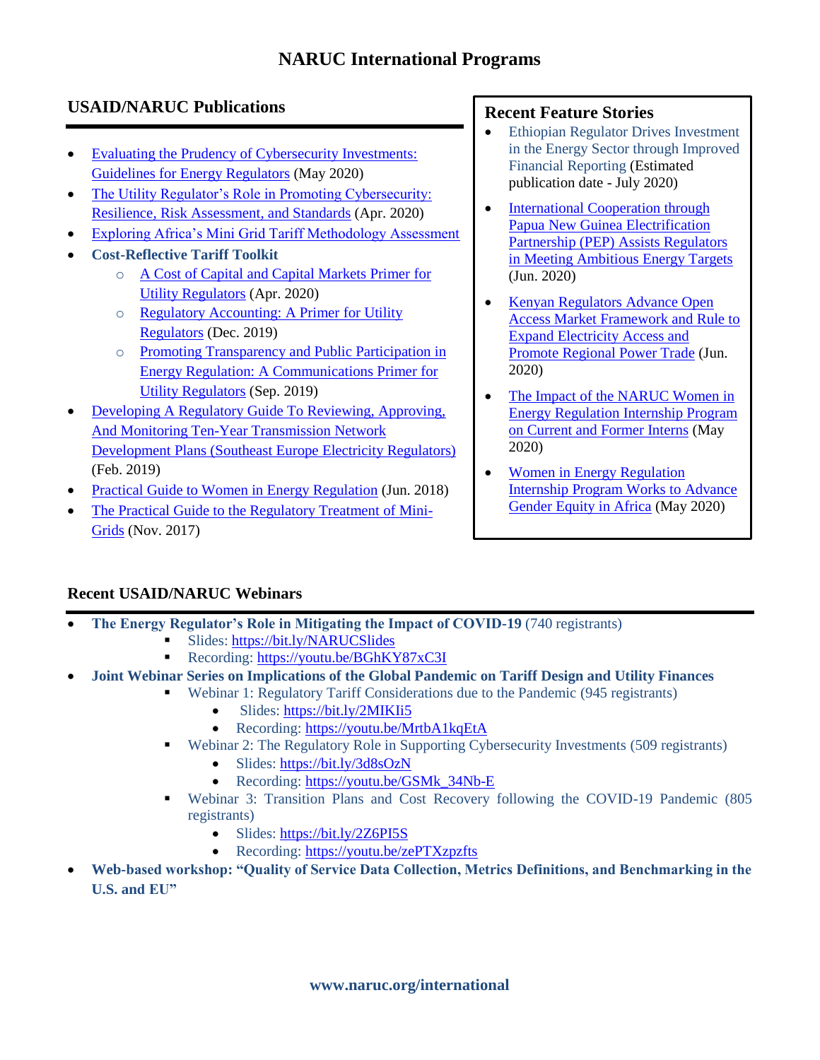# NARUC International Programs

## USAID/NARUC Publications

- Evaluating the Prudency of Cybersecurity Investments: Guidelines for Energy Regulators (May 2020)
- The Utility Regulator's Role in Promoting Cybersecurity: Resilience, Risk Assessment, and Standards (Apr. 2020)
- Exploring Africa's Mini Grid Tariff Methodology Assessment
- **Cost-Reflective Tariff Toolkit**
  - A Cost of Capital and Capital Markets Primer for Utility Regulators (Apr. 2020)
  - Regulatory Accounting: A Primer for Utility Regulators (Dec. 2019)
  - Promoting Transparency and Public Participation in Energy Regulation: A Communications Primer for Utility Regulators (Sep. 2019)
- Developing A Regulatory Guide To Reviewing, Approving, And Monitoring Ten-Year Transmission Network Development Plans (Southeast Europe Electricity Regulators) (Feb. 2019)
- Practical Guide to Women in Energy Regulation (Jun. 2018)
- The Practical Guide to the Regulatory Treatment of Mini-Grids (Nov. 2017)

## Recent Feature Stories

- Ethiopian Regulator Drives Investment in the Energy Sector through Improved Financial Reporting (Estimated publication date - July 2020)
- International Cooperation through Papua New Guinea Electrification Partnership (PEP) Assists Regulators in Meeting Ambitious Energy Targets (Jun. 2020)
- Kenyan Regulators Advance Open Access Market Framework and Rule to Expand Electricity Access and Promote Regional Power Trade (Jun. 2020)
- The Impact of the NARUC Women in Energy Regulation Internship Program on Current and Former Interns (May 2020)
- Women in Energy Regulation Internship Program Works to Advance Gender Equity in Africa (May 2020)

## Recent USAID/NARUC Webinars

- **The Energy Regulator's Role in Mitigating the Impact of COVID-19** (740 registrants)
  - Slides: https://bit.ly/NARUCSlides
  - Recording: https://youtu.be/BGhKY87xC3I
- **Joint Webinar Series on Implications of the Global Pandemic on Tariff Design and Utility Finances**
  - Webinar 1: Regulatory Tariff Considerations due to the Pandemic (945 registrants)
    - Slides: https://bit.ly/2MIKIi5
    - Recording: https://youtu.be/MrtbA1kqEtA
  - Webinar 2: The Regulatory Role in Supporting Cybersecurity Investments (509 registrants)
    - Slides: https://bit.ly/3d8sOzN
    - Recording: https://youtu.be/GSMk_34Nb-E
  - Webinar 3: Transition Plans and Cost Recovery following the COVID-19 Pandemic (805 registrants)
    - Slides: https://bit.ly/2Z6PI5S
    - Recording: https://youtu.be/zePTXzpzfts
- **Web-based workshop: "Quality of Service Data Collection, Metrics Definitions, and Benchmarking in the U.S. and EU"**

**www.naruc.org/international**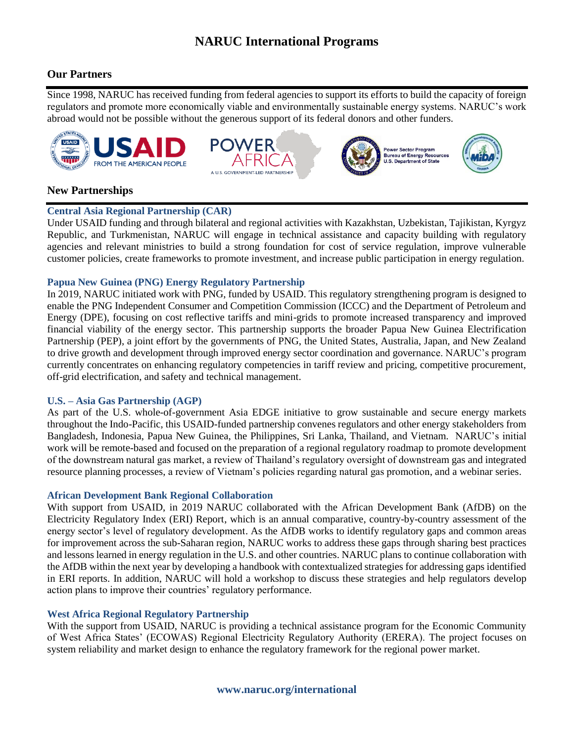# NARUC International Programs

## Our Partners

Since 1998, NARUC has received funding from federal agencies to support its efforts to build the capacity of foreign regulators and promote more economically viable and environmentally sustainable energy systems. NARUC's work abroad would not be possible without the generous support of its federal donors and other funders.

## New Partnerships

### Central Asia Regional Partnership (CAR)

Under USAID funding and through bilateral and regional activities with Kazakhstan, Uzbekistan, Tajikistan, Kyrgyz Republic, and Turkmenistan, NARUC will engage in technical assistance and capacity building with regulatory agencies and relevant ministries to build a strong foundation for cost of service regulation, improve vulnerable customer policies, create frameworks to promote investment, and increase public participation in energy regulation.

### Papua New Guinea (PNG) Energy Regulatory Partnership

In 2019, NARUC initiated work with PNG, funded by USAID. This regulatory strengthening program is designed to enable the PNG Independent Consumer and Competition Commission (ICCC) and the Department of Petroleum and Energy (DPE), focusing on cost reflective tariffs and mini-grids to promote increased transparency and improved financial viability of the energy sector. This partnership supports the broader Papua New Guinea Electrification Partnership (PEP), a joint effort by the governments of PNG, the United States, Australia, Japan, and New Zealand to drive growth and development through improved energy sector coordination and governance. NARUC's program currently concentrates on enhancing regulatory competencies in tariff review and pricing, competitive procurement, off-grid electrification, and safety and technical management.

### U.S. – Asia Gas Partnership (AGP)

As part of the U.S. whole-of-government Asia EDGE initiative to grow sustainable and secure energy markets throughout the Indo-Pacific, this USAID-funded partnership convenes regulators and other energy stakeholders from Bangladesh, Indonesia, Papua New Guinea, the Philippines, Sri Lanka, Thailand, and Vietnam. NARUC's initial work will be remote-based and focused on the preparation of a regional regulatory roadmap to promote development of the downstream natural gas market, a review of Thailand's regulatory oversight of downstream gas and integrated resource planning processes, a review of Vietnam's policies regarding natural gas promotion, and a webinar series.

### African Development Bank Regional Collaboration

With support from USAID, in 2019 NARUC collaborated with the African Development Bank (AfDB) on the Electricity Regulatory Index (ERI) Report, which is an annual comparative, country-by-country assessment of the energy sector's level of regulatory development. As the AfDB works to identify regulatory gaps and common areas for improvement across the sub-Saharan region, NARUC works to address these gaps through sharing best practices and lessons learned in energy regulation in the U.S. and other countries. NARUC plans to continue collaboration with the AfDB within the next year by developing a handbook with contextualized strategies for addressing gaps identified in ERI reports. In addition, NARUC will hold a workshop to discuss these strategies and help regulators develop action plans to improve their countries' regulatory performance.

### West Africa Regional Regulatory Partnership

With the support from USAID, NARUC is providing a technical assistance program for the Economic Community of West Africa States' (ECOWAS) Regional Electricity Regulatory Authority (ERERA). The project focuses on system reliability and market design to enhance the regulatory framework for the regional power market.

**www.naruc.org/international**